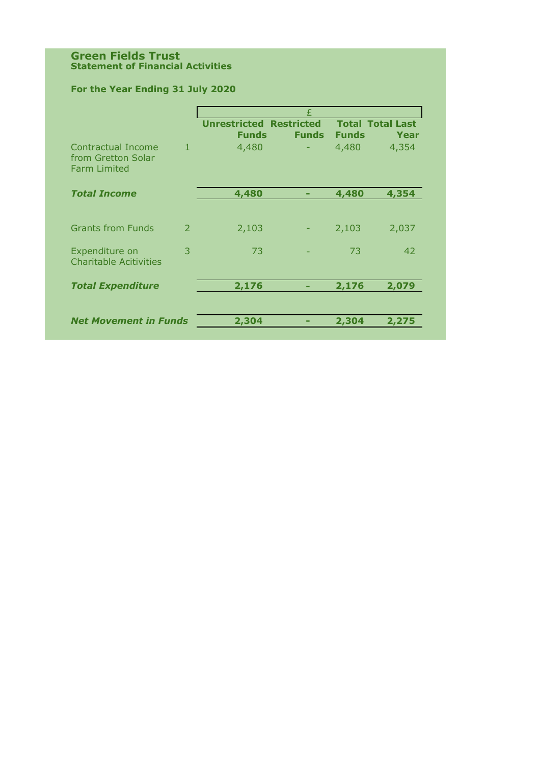# Green Fields Trust

**Statement of Financial Activities**

**For the Year Ending 31 July 2020**

| | | £ | | | |
|---|---|---|---|---|---|
| | | **Unrestricted Funds** | **Restricted Funds** | **Total Funds** | **Total Last Year** |
| Contractual Income from Gretton Solar Farm Limited | 1 | 4,480 | - | 4,480 | 4,354 |
| ***Total Income*** | | **4,480** | **-** | **4,480** | **4,354** |
| Grants from Funds | 2 | 2,103 | - | 2,103 | 2,037 |
| Expenditure on Charitable Acitivities | 3 | 73 | - | 73 | 42 |
| ***Total Expenditure*** | | **2,176** | **-** | **2,176** | **2,079** |
| ***Net Movement in Funds*** | | **2,304** | **-** | **2,304** | **2,275** |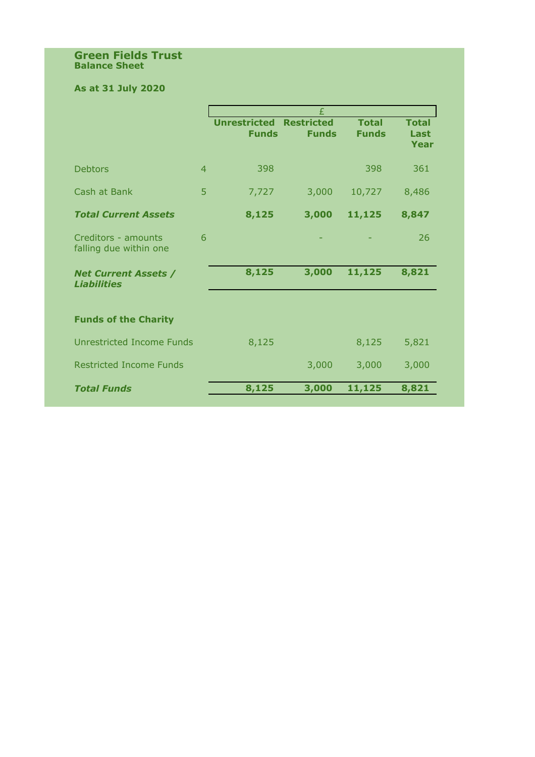# Green Fields Trust

**Balance Sheet**

**As at 31 July 2020**

| | | £ | | | |
|---|---|---|---|---|---|
| | | **Unrestricted Funds** | **Restricted Funds** | **Total Funds** | **Total Last Year** |
| Debtors | 4 | 398 | | 398 | 361 |
| Cash at Bank | 5 | 7,727 | 3,000 | 10,727 | 8,486 |
| ***Total Current Assets*** | | **8,125** | **3,000** | **11,125** | **8,847** |
| Creditors - amounts falling due within one | 6 | | - | - | 26 |
| ***Net Current Assets / Liabilities*** | | **8,125** | **3,000** | **11,125** | **8,821** |
| **Funds of the Charity** | | | | | |
| Unrestricted Income Funds | | 8,125 | | 8,125 | 5,821 |
| Restricted Income Funds | | | 3,000 | 3,000 | 3,000 |
| ***Total Funds*** | | **8,125** | **3,000** | **11,125** | **8,821** |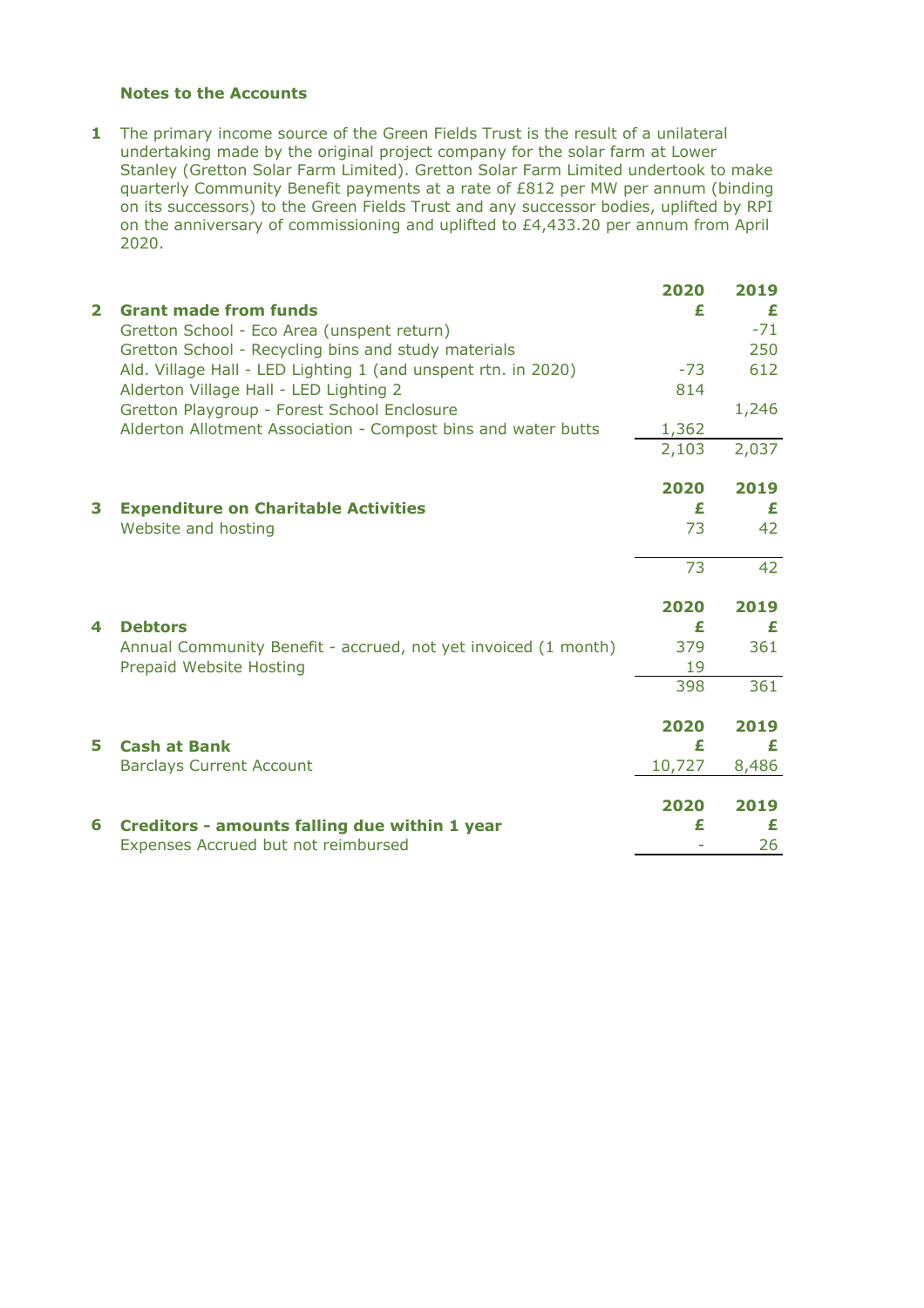**Notes to the Accounts**

**1** The primary income source of the Green Fields Trust is the result of a unilateral undertaking made by the original project company for the solar farm at Lower Stanley (Gretton Solar Farm Limited). Gretton Solar Farm Limited undertook to make quarterly Community Benefit payments at a rate of £812 per MW per annum (binding on its successors) to the Green Fields Trust and any successor bodies, uplifted by RPI on the anniversary of commissioning and uplifted to £4,433.20 per annum from April 2020.

| | | 2020 | 2019 |
|---|---|---|---|
| **2** | **Grant made from funds** | **£** | **£** |
| | Gretton School - Eco Area (unspent return) | | -71 |
| | Gretton School - Recycling bins and study materials | | 250 |
| | Ald. Village Hall - LED Lighting 1 (and unspent rtn. in 2020) | -73 | 612 |
| | Alderton Village Hall - LED Lighting 2 | 814 | |
| | Gretton Playgroup - Forest School Enclosure | | 1,246 |
| | Alderton Allotment Association - Compost bins and water butts | 1,362 | |
| | | 2,103 | 2,037 |

| | | 2020 | 2019 |
|---|---|---|---|
| **3** | **Expenditure on Charitable Activities** | **£** | **£** |
| | Website and hosting | 73 | 42 |
| | | 73 | 42 |

| | | 2020 | 2019 |
|---|---|---|---|
| **4** | **Debtors** | **£** | **£** |
| | Annual Community Benefit - accrued, not yet invoiced (1 month) | 379 | 361 |
| | Prepaid Website Hosting | 19 | |
| | | 398 | 361 |

| | | 2020 | 2019 |
|---|---|---|---|
| **5** | **Cash at Bank** | **£** | **£** |
| | Barclays Current Account | 10,727 | 8,486 |

| | | 2020 | 2019 |
|---|---|---|---|
| **6** | **Creditors - amounts falling due within 1 year** | **£** | **£** |
| | Expenses Accrued but not reimbursed | - | 26 |